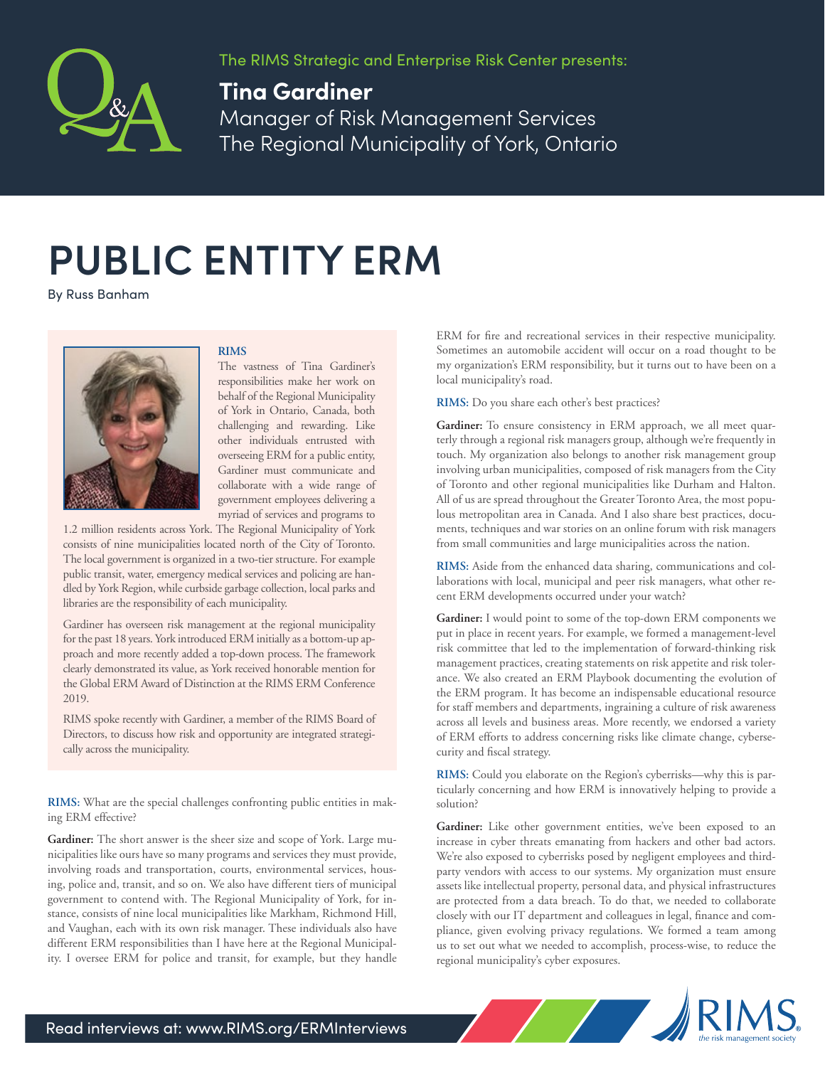Q&A

The RIMS Strategic and Enterprise Risk Center presents:

**Tina Gardiner**

Manager of Risk Management Services
The Regional Municipality of York, Ontario

# PUBLIC ENTITY ERM

By Russ Banham

**RIMS**

The vastness of Tina Gardiner's responsibilities make her work on behalf of the Regional Municipality of York in Ontario, Canada, both challenging and rewarding. Like other individuals entrusted with overseeing ERM for a public entity, Gardiner must communicate and collaborate with a wide range of government employees delivering a myriad of services and programs to 1.2 million residents across York. The Regional Municipality of York consists of nine municipalities located north of the City of Toronto. The local government is organized in a two-tier structure. For example public transit, water, emergency medical services and policing are handled by York Region, while curbside garbage collection, local parks and libraries are the responsibility of each municipality.

Gardiner has overseen risk management at the regional municipality for the past 18 years. York introduced ERM initially as a bottom-up approach and more recently added a top-down process. The framework clearly demonstrated its value, as York received honorable mention for the Global ERM Award of Distinction at the RIMS ERM Conference 2019.

RIMS spoke recently with Gardiner, a member of the RIMS Board of Directors, to discuss how risk and opportunity are integrated strategically across the municipality.

**RIMS:** What are the special challenges confronting public entities in making ERM effective?

**Gardiner:** The short answer is the sheer size and scope of York. Large municipalities like ours have so many programs and services they must provide, involving roads and transportation, courts, environmental services, housing, police and, transit, and so on. We also have different tiers of municipal government to contend with. The Regional Municipality of York, for instance, consists of nine local municipalities like Markham, Richmond Hill, and Vaughan, each with its own risk manager. These individuals also have different ERM responsibilities than I have here at the Regional Municipality. I oversee ERM for police and transit, for example, but they handle ERM for fire and recreational services in their respective municipality. Sometimes an automobile accident will occur on a road thought to be my organization's ERM responsibility, but it turns out to have been on a local municipality's road.

**RIMS:** Do you share each other's best practices?

**Gardiner:** To ensure consistency in ERM approach, we all meet quarterly through a regional risk managers group, although we're frequently in touch. My organization also belongs to another risk management group involving urban municipalities, composed of risk managers from the City of Toronto and other regional municipalities like Durham and Halton. All of us are spread throughout the Greater Toronto Area, the most populous metropolitan area in Canada. And I also share best practices, documents, techniques and war stories on an online forum with risk managers from small communities and large municipalities across the nation.

**RIMS:** Aside from the enhanced data sharing, communications and collaborations with local, municipal and peer risk managers, what other recent ERM developments occurred under your watch?

**Gardiner:** I would point to some of the top-down ERM components we put in place in recent years. For example, we formed a management-level risk committee that led to the implementation of forward-thinking risk management practices, creating statements on risk appetite and risk tolerance. We also created an ERM Playbook documenting the evolution of the ERM program. It has become an indispensable educational resource for staff members and departments, ingraining a culture of risk awareness across all levels and business areas. More recently, we endorsed a variety of ERM efforts to address concerning risks like climate change, cybersecurity and fiscal strategy.

**RIMS:** Could you elaborate on the Region's cyberrisks—why this is particularly concerning and how ERM is innovatively helping to provide a solution?

**Gardiner:** Like other government entities, we've been exposed to an increase in cyber threats emanating from hackers and other bad actors. We're also exposed to cyberrisks posed by negligent employees and third-party vendors with access to our systems. My organization must ensure assets like intellectual property, personal data, and physical infrastructures are protected from a data breach. To do that, we needed to collaborate closely with our IT department and colleagues in legal, finance and compliance, given evolving privacy regulations. We formed a team among us to set out what we needed to accomplish, process-wise, to reduce the regional municipality's cyber exposures.

Read interviews at: www.RIMS.org/ERMInterviews

RIMS — the risk management society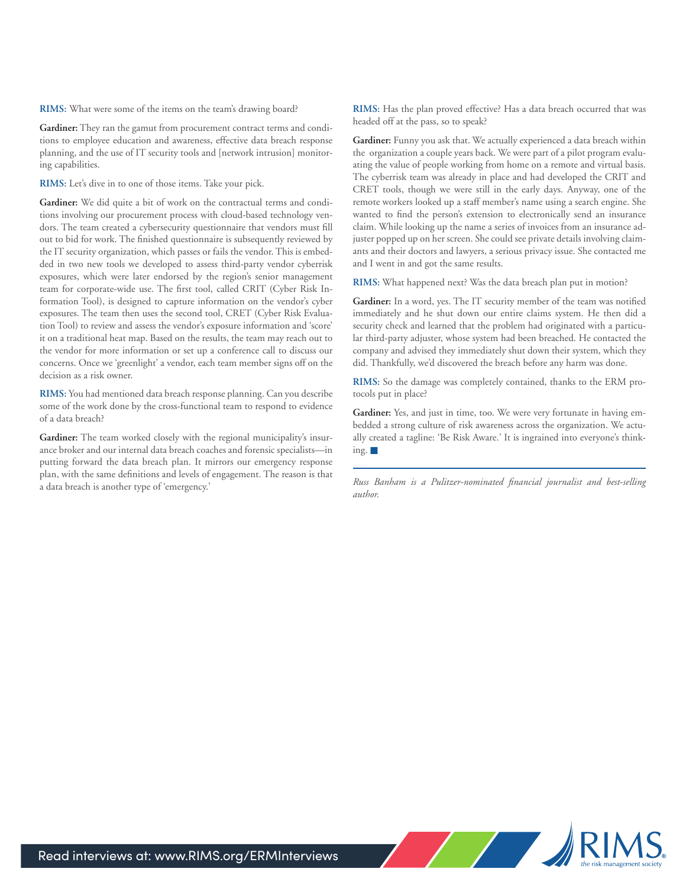**RIMS:** What were some of the items on the team's drawing board?

**Gardiner:** They ran the gamut from procurement contract terms and conditions to employee education and awareness, effective data breach response planning, and the use of IT security tools and [network intrusion] monitoring capabilities.

**RIMS:** Let's dive in to one of those items. Take your pick.

**Gardiner:** We did quite a bit of work on the contractual terms and conditions involving our procurement process with cloud-based technology vendors. The team created a cybersecurity questionnaire that vendors must fill out to bid for work. The finished questionnaire is subsequently reviewed by the IT security organization, which passes or fails the vendor. This is embedded in two new tools we developed to assess third-party vendor cyberrisk exposures, which were later endorsed by the region's senior management team for corporate-wide use. The first tool, called CRIT (Cyber Risk Information Tool), is designed to capture information on the vendor's cyber exposures. The team then uses the second tool, CRET (Cyber Risk Evaluation Tool) to review and assess the vendor's exposure information and 'score' it on a traditional heat map. Based on the results, the team may reach out to the vendor for more information or set up a conference call to discuss our concerns. Once we 'greenlight' a vendor, each team member signs off on the decision as a risk owner.

**RIMS:** You had mentioned data breach response planning. Can you describe some of the work done by the cross-functional team to respond to evidence of a data breach?

**Gardiner:** The team worked closely with the regional municipality's insurance broker and our internal data breach coaches and forensic specialists—in putting forward the data breach plan. It mirrors our emergency response plan, with the same definitions and levels of engagement. The reason is that a data breach is another type of 'emergency.'

**RIMS:** Has the plan proved effective? Has a data breach occurred that was headed off at the pass, so to speak?

**Gardiner:** Funny you ask that. We actually experienced a data breach within the organization a couple years back. We were part of a pilot program evaluating the value of people working from home on a remote and virtual basis. The cyberrisk team was already in place and had developed the CRIT and CRET tools, though we were still in the early days. Anyway, one of the remote workers looked up a staff member's name using a search engine. She wanted to find the person's extension to electronically send an insurance claim. While looking up the name a series of invoices from an insurance adjuster popped up on her screen. She could see private details involving claimants and their doctors and lawyers, a serious privacy issue. She contacted me and I went in and got the same results.

**RIMS:** What happened next? Was the data breach plan put in motion?

**Gardiner:** In a word, yes. The IT security member of the team was notified immediately and he shut down our entire claims system. He then did a security check and learned that the problem had originated with a particular third-party adjuster, whose system had been breached. He contacted the company and advised they immediately shut down their system, which they did. Thankfully, we'd discovered the breach before any harm was done.

**RIMS:** So the damage was completely contained, thanks to the ERM protocols put in place?

**Gardiner:** Yes, and just in time, too. We were very fortunate in having embedded a strong culture of risk awareness across the organization. We actually created a tagline: 'Be Risk Aware.' It is ingrained into everyone's thinking. ■

---

*Russ Banham is a Pulitzer-nominated financial journalist and best-selling author.*

Read interviews at: www.RIMS.org/ERMInterviews

RIMS the risk management society